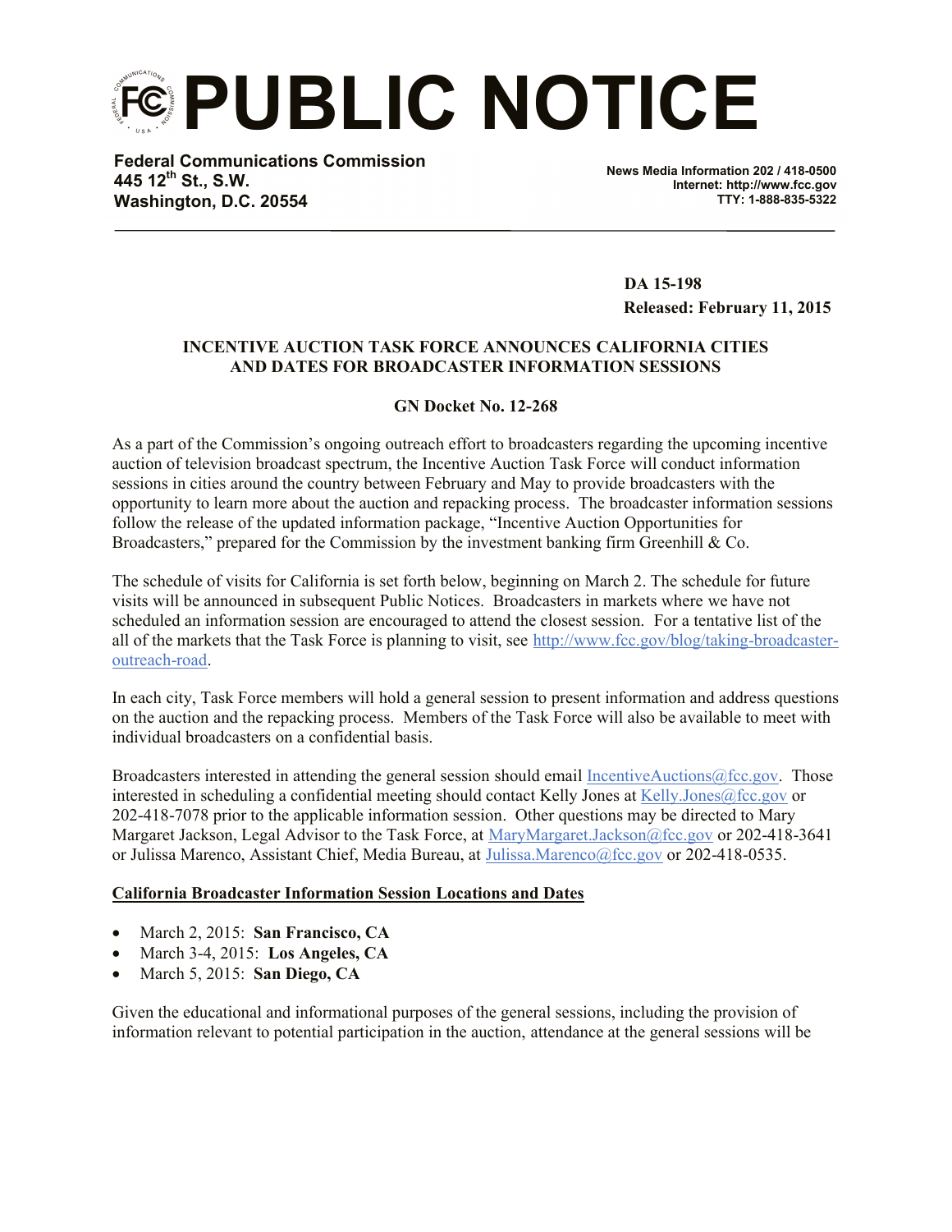# PUBLIC NOTICE

**Federal Communications Commission**
**445 12th St., S.W.**
**Washington, D.C. 20554**

**News Media Information 202 / 418-0500**
**Internet: http://www.fcc.gov**
**TTY: 1-888-835-5322**

**DA 15-198**
**Released: February 11, 2015**

**INCENTIVE AUCTION TASK FORCE ANNOUNCES CALIFORNIA CITIES AND DATES FOR BROADCASTER INFORMATION SESSIONS**

**GN Docket No. 12-268**

As a part of the Commission's ongoing outreach effort to broadcasters regarding the upcoming incentive auction of television broadcast spectrum, the Incentive Auction Task Force will conduct information sessions in cities around the country between February and May to provide broadcasters with the opportunity to learn more about the auction and repacking process. The broadcaster information sessions follow the release of the updated information package, "Incentive Auction Opportunities for Broadcasters," prepared for the Commission by the investment banking firm Greenhill & Co.

The schedule of visits for California is set forth below, beginning on March 2. The schedule for future visits will be announced in subsequent Public Notices. Broadcasters in markets where we have not scheduled an information session are encouraged to attend the closest session. For a tentative list of the all of the markets that the Task Force is planning to visit, see http://www.fcc.gov/blog/taking-broadcaster-outreach-road.

In each city, Task Force members will hold a general session to present information and address questions on the auction and the repacking process. Members of the Task Force will also be available to meet with individual broadcasters on a confidential basis.

Broadcasters interested in attending the general session should email IncentiveAuctions@fcc.gov. Those interested in scheduling a confidential meeting should contact Kelly Jones at Kelly.Jones@fcc.gov or 202-418-7078 prior to the applicable information session. Other questions may be directed to Mary Margaret Jackson, Legal Advisor to the Task Force, at MaryMargaret.Jackson@fcc.gov or 202-418-3641 or Julissa Marenco, Assistant Chief, Media Bureau, at Julissa.Marenco@fcc.gov or 202-418-0535.

**California Broadcaster Information Session Locations and Dates**

- March 2, 2015: **San Francisco, CA**
- March 3-4, 2015: **Los Angeles, CA**
- March 5, 2015: **San Diego, CA**

Given the educational and informational purposes of the general sessions, including the provision of information relevant to potential participation in the auction, attendance at the general sessions will be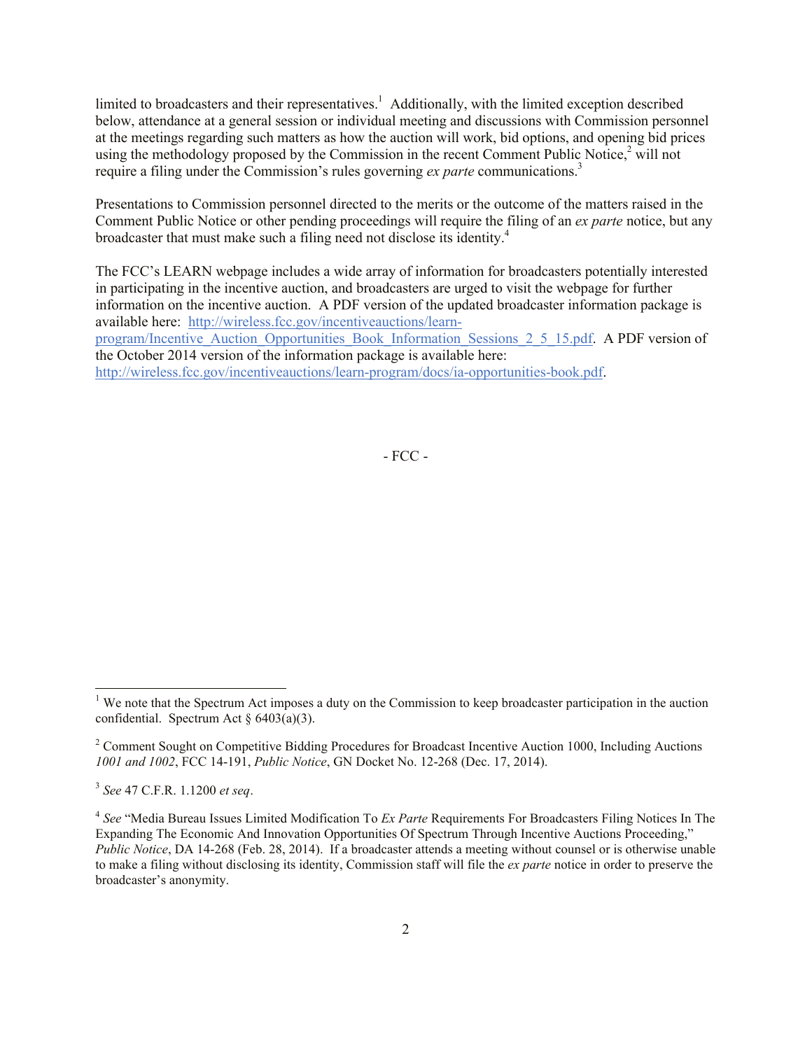limited to broadcasters and their representatives.[1] Additionally, with the limited exception described below, attendance at a general session or individual meeting and discussions with Commission personnel at the meetings regarding such matters as how the auction will work, bid options, and opening bid prices using the methodology proposed by the Commission in the recent Comment Public Notice,[2] will not require a filing under the Commission's rules governing *ex parte* communications.[3]

Presentations to Commission personnel directed to the merits or the outcome of the matters raised in the Comment Public Notice or other pending proceedings will require the filing of an *ex parte* notice, but any broadcaster that must make such a filing need not disclose its identity.[4]

The FCC's LEARN webpage includes a wide array of information for broadcasters potentially interested in participating in the incentive auction, and broadcasters are urged to visit the webpage for further information on the incentive auction. A PDF version of the updated broadcaster information package is available here: http://wireless.fcc.gov/incentiveauctions/learn-program/Incentive_Auction_Opportunities_Book_Information_Sessions_2_5_15.pdf. A PDF version of the October 2014 version of the information package is available here: http://wireless.fcc.gov/incentiveauctions/learn-program/docs/ia-opportunities-book.pdf.

- FCC -

---

[1] We note that the Spectrum Act imposes a duty on the Commission to keep broadcaster participation in the auction confidential. Spectrum Act § 6403(a)(3).

[2] Comment Sought on Competitive Bidding Procedures for Broadcast Incentive Auction 1000, Including Auctions *1001 and 1002*, FCC 14-191, *Public Notice*, GN Docket No. 12-268 (Dec. 17, 2014).

[3] *See* 47 C.F.R. 1.1200 *et seq*.

[4] *See* "Media Bureau Issues Limited Modification To *Ex Parte* Requirements For Broadcasters Filing Notices In The Expanding The Economic And Innovation Opportunities Of Spectrum Through Incentive Auctions Proceeding," *Public Notice*, DA 14-268 (Feb. 28, 2014). If a broadcaster attends a meeting without counsel or is otherwise unable to make a filing without disclosing its identity, Commission staff will file the *ex parte* notice in order to preserve the broadcaster's anonymity.